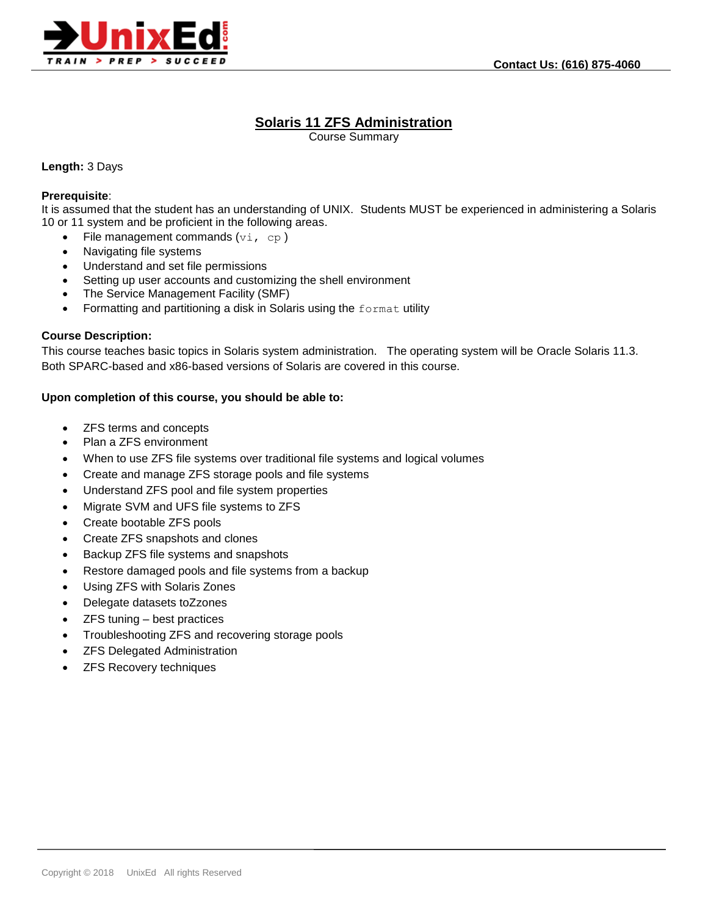Contact Us: (616) 875-4060

# Solaris 11 ZFS Administration

Course Summary

**Length:** 3 Days

**Prerequisite**:
It is assumed that the student has an understanding of UNIX. Students MUST be experienced in administering a Solaris 10 or 11 system and be proficient in the following areas.

- File management commands (`vi`, `cp`)
- Navigating file systems
- Understand and set file permissions
- Setting up user accounts and customizing the shell environment
- The Service Management Facility (SMF)
- Formatting and partitioning a disk in Solaris using the `format` utility

**Course Description:**
This course teaches basic topics in Solaris system administration. The operating system will be Oracle Solaris 11.3. Both SPARC-based and x86-based versions of Solaris are covered in this course.

**Upon completion of this course, you should be able to:**

- ZFS terms and concepts
- Plan a ZFS environment
- When to use ZFS file systems over traditional file systems and logical volumes
- Create and manage ZFS storage pools and file systems
- Understand ZFS pool and file system properties
- Migrate SVM and UFS file systems to ZFS
- Create bootable ZFS pools
- Create ZFS snapshots and clones
- Backup ZFS file systems and snapshots
- Restore damaged pools and file systems from a backup
- Using ZFS with Solaris Zones
- Delegate datasets toZzones
- ZFS tuning – best practices
- Troubleshooting ZFS and recovering storage pools
- ZFS Delegated Administration
- ZFS Recovery techniques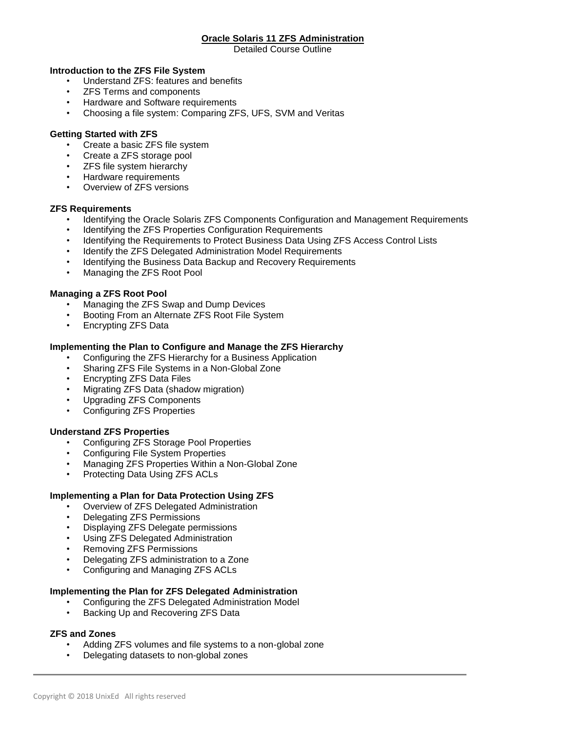# Oracle Solaris 11 ZFS Administration

Detailed Course Outline

### Introduction to the ZFS File System

- Understand ZFS: features and benefits
- ZFS Terms and components
- Hardware and Software requirements
- Choosing a file system: Comparing ZFS, UFS, SVM and Veritas

### Getting Started with ZFS

- Create a basic ZFS file system
- Create a ZFS storage pool
- ZFS file system hierarchy
- Hardware requirements
- Overview of ZFS versions

### ZFS Requirements

- Identifying the Oracle Solaris ZFS Components Configuration and Management Requirements
- Identifying the ZFS Properties Configuration Requirements
- Identifying the Requirements to Protect Business Data Using ZFS Access Control Lists
- Identify the ZFS Delegated Administration Model Requirements
- Identifying the Business Data Backup and Recovery Requirements
- Managing the ZFS Root Pool

### Managing a ZFS Root Pool

- Managing the ZFS Swap and Dump Devices
- Booting From an Alternate ZFS Root File System
- Encrypting ZFS Data

### Implementing the Plan to Configure and Manage the ZFS Hierarchy

- Configuring the ZFS Hierarchy for a Business Application
- Sharing ZFS File Systems in a Non-Global Zone
- Encrypting ZFS Data Files
- Migrating ZFS Data (shadow migration)
- Upgrading ZFS Components
- Configuring ZFS Properties

### Understand ZFS Properties

- Configuring ZFS Storage Pool Properties
- Configuring File System Properties
- Managing ZFS Properties Within a Non-Global Zone
- Protecting Data Using ZFS ACLs

### Implementing a Plan for Data Protection Using ZFS

- Overview of ZFS Delegated Administration
- Delegating ZFS Permissions
- Displaying ZFS Delegate permissions
- Using ZFS Delegated Administration
- Removing ZFS Permissions
- Delegating ZFS administration to a Zone
- Configuring and Managing ZFS ACLs

### Implementing the Plan for ZFS Delegated Administration

- Configuring the ZFS Delegated Administration Model
- Backing Up and Recovering ZFS Data

### ZFS and Zones

- Adding ZFS volumes and file systems to a non-global zone
- Delegating datasets to non-global zones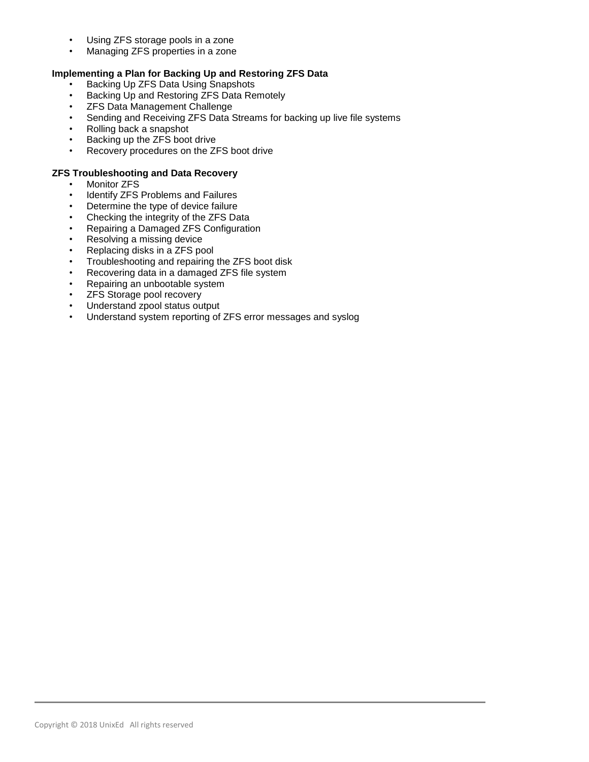- Using ZFS storage pools in a zone
- Managing ZFS properties in a zone

**Implementing a Plan for Backing Up and Restoring ZFS Data**

- Backing Up ZFS Data Using Snapshots
- Backing Up and Restoring ZFS Data Remotely
- ZFS Data Management Challenge
- Sending and Receiving ZFS Data Streams for backing up live file systems
- Rolling back a snapshot
- Backing up the ZFS boot drive
- Recovery procedures on the ZFS boot drive

**ZFS Troubleshooting and Data Recovery**

- Monitor ZFS
- Identify ZFS Problems and Failures
- Determine the type of device failure
- Checking the integrity of the ZFS Data
- Repairing a Damaged ZFS Configuration
- Resolving a missing device
- Replacing disks in a ZFS pool
- Troubleshooting and repairing the ZFS boot disk
- Recovering data in a damaged ZFS file system
- Repairing an unbootable system
- ZFS Storage pool recovery
- Understand zpool status output
- Understand system reporting of ZFS error messages and syslog